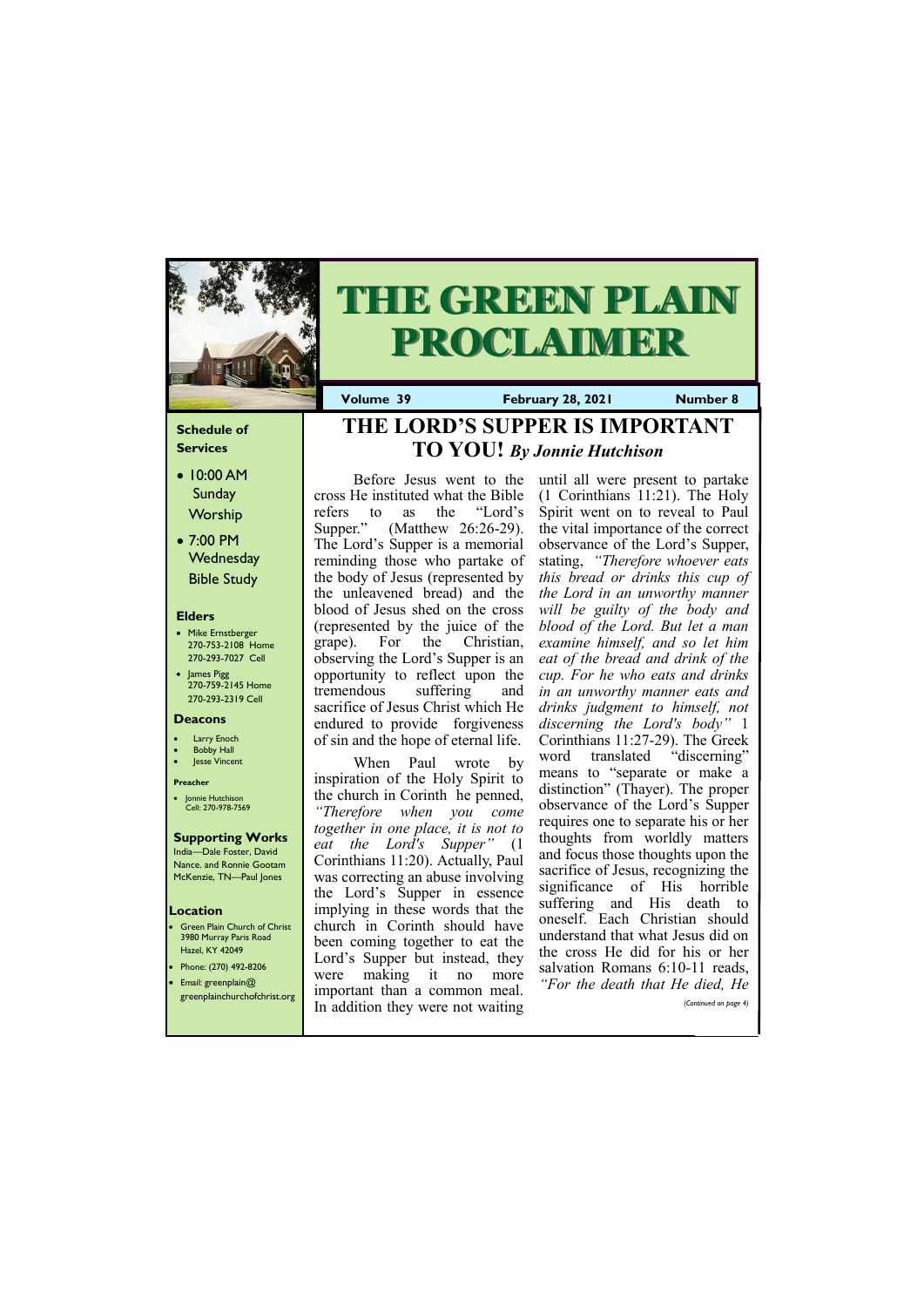# THE GREEN PLAIN PROCLAIMER

**Volume 39** | **February 28, 2021** | **Number 8**

### Schedule of Services

- 10:00 AM Sunday Worship
- 7:00 PM Wednesday Bible Study

### Elders

- Mike Ernstberger 270-753-2108 Home 270-293-7027 Cell
- James Pigg 270-759-2145 Home 270-293-2319 Cell

### Deacons

- Larry Enoch
- Bobby Hall
- Jesse Vincent

### Preacher

- Jonnie Hutchison Cell: 270-978-7569

### Supporting Works

India—Dale Foster, David Nance. and Ronnie Gootam
McKenzie, TN—Paul Jones

### Location

- Green Plain Church of Christ 3980 Murray Paris Road Hazel, KY 42049
- Phone: (270) 492-8206
- Email: greenplain@greenplainchurchofchrist.org

## THE LORD'S SUPPER IS IMPORTANT TO YOU! *By Jonnie Hutchison*

Before Jesus went to the cross He instituted what the Bible refers to as the "Lord's Supper." (Matthew 26:26-29). The Lord's Supper is a memorial reminding those who partake of the body of Jesus (represented by the unleavened bread) and the blood of Jesus shed on the cross (represented by the juice of the grape). For the Christian, observing the Lord's Supper is an opportunity to reflect upon the tremendous suffering and sacrifice of Jesus Christ which He endured to provide forgiveness of sin and the hope of eternal life.

When Paul wrote by inspiration of the Holy Spirit to the church in Corinth he penned, *"Therefore when you come together in one place, it is not to eat the Lord's Supper"* (1 Corinthians 11:20). Actually, Paul was correcting an abuse involving the Lord's Supper in essence implying in these words that the church in Corinth should have been coming together to eat the Lord's Supper but instead, they were making it no more important than a common meal. In addition they were not waiting until all were present to partake (1 Corinthians 11:21). The Holy Spirit went on to reveal to Paul the vital importance of the correct observance of the Lord's Supper, stating, *"Therefore whoever eats this bread or drinks this cup of the Lord in an unworthy manner will be guilty of the body and blood of the Lord. But let a man examine himself, and so let him eat of the bread and drink of the cup. For he who eats and drinks in an unworthy manner eats and drinks judgment to himself, not discerning the Lord's body"* 1 Corinthians 11:27-29). The Greek word translated "discerning" means to "separate or make a distinction" (Thayer). The proper observance of the Lord's Supper requires one to separate his or her thoughts from worldly matters and focus those thoughts upon the sacrifice of Jesus, recognizing the significance of His horrible suffering and His death to oneself. Each Christian should understand that what Jesus did on the cross He did for his or her salvation Romans 6:10-11 reads, *"For the death that He died, He*

*(Continued on page 4)*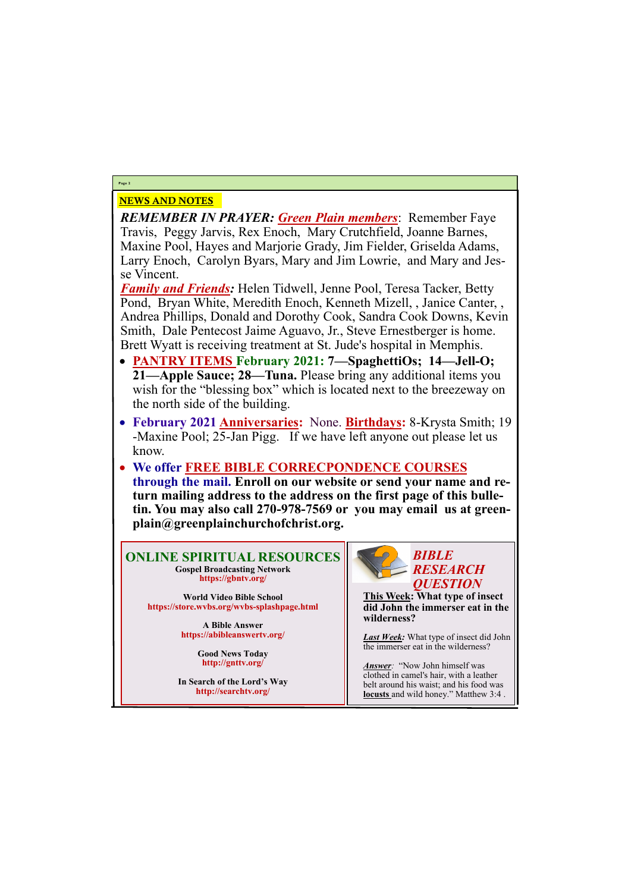## NEWS AND NOTES

***REMEMBER IN PRAYER:*** ***Green Plain members***: Remember Faye Travis, Peggy Jarvis, Rex Enoch, Mary Crutchfield, Joanne Barnes, Maxine Pool, Hayes and Marjorie Grady, Jim Fielder, Griselda Adams, Larry Enoch, Carolyn Byars, Mary and Jim Lowrie, and Mary and Jesse Vincent.

***Family and Friends:*** Helen Tidwell, Jenne Pool, Teresa Tacker, Betty Pond, Bryan White, Meredith Enoch, Kenneth Mizell, , Janice Canter, , Andrea Phillips, Donald and Dorothy Cook, Sandra Cook Downs, Kevin Smith, Dale Pentecost Jaime Aguavo, Jr., Steve Ernestberger is home. Brett Wyatt is receiving treatment at St. Jude's hospital in Memphis.

- **PANTRY ITEMS February 2021: 7—SpaghettiOs; 14—Jell-O; 21—Apple Sauce; 28—Tuna.** Please bring any additional items you wish for the "blessing box" which is located next to the breezeway on the north side of the building.
- **February 2021 Anniversaries:** None. **Birthdays:** 8-Krysta Smith; 19-Maxine Pool; 25-Jan Pigg. If we have left anyone out please let us know.
- **We offer FREE BIBLE CORRECPONDENCE COURSES through the mail. Enroll on our website or send your name and return mailing address to the address on the first page of this bulletin. You may also call 270-978-7569 or you may email us at greenplain@greenplainchurchofchrist.org.**

## ONLINE SPIRITUAL RESOURCES

**Gospel Broadcasting Network**
**https://gbntv.org/**

**World Video Bible School**
**https://store.wvbs.org/wvbs-splashpage.html**

**A Bible Answer**
**https://abibleanswertv.org/**

**Good News Today**
**http://gnttv.org/**

**In Search of the Lord's Way**
**http://searchtv.org/**

## *BIBLE RESEARCH QUESTION*

**This Week: What type of insect did John the immerser eat in the wilderness?**

***Last Week:*** What type of insect did John the immerser eat in the wilderness?

***Answer:*** "Now John himself was clothed in camel's hair, with a leather belt around his waist; and his food was **locusts** and wild honey." Matthew 3:4 .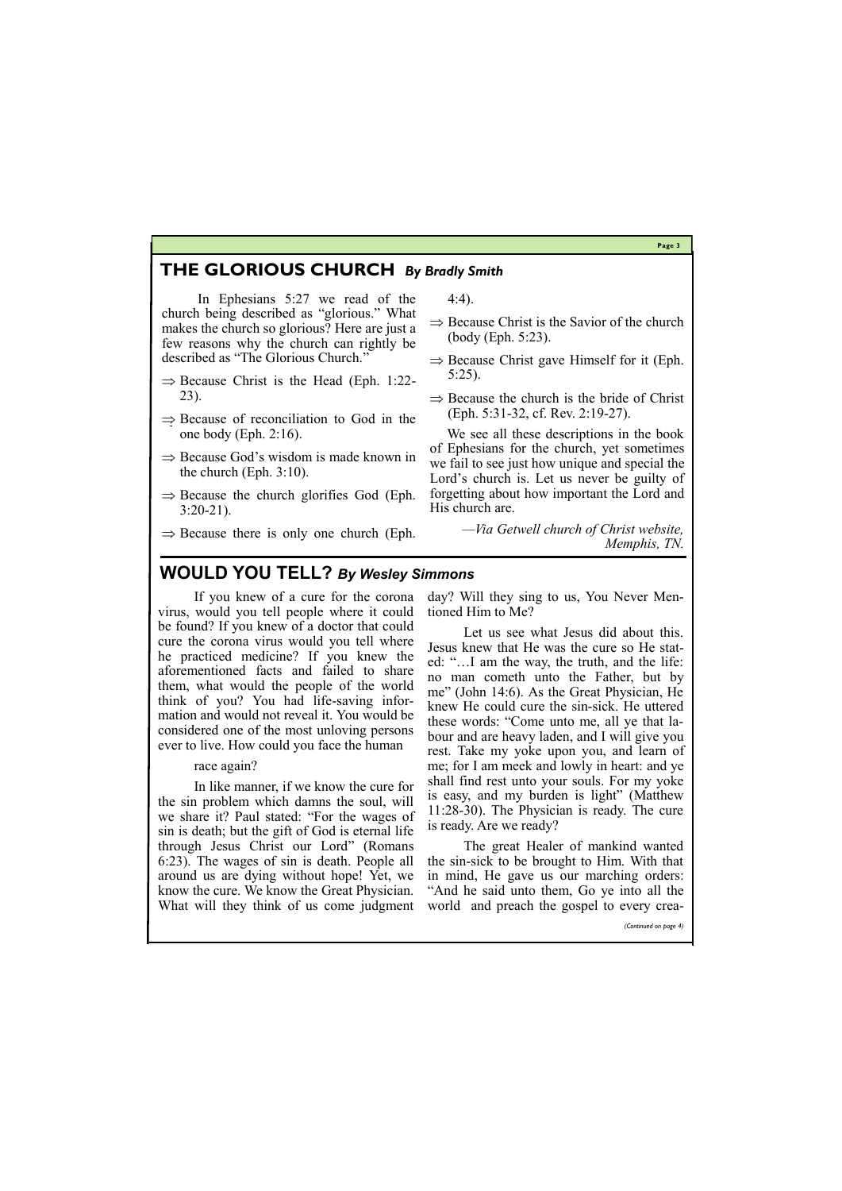## THE GLORIOUS CHURCH *By Bradly Smith*

In Ephesians 5:27 we read of the church being described as "glorious." What makes the church so glorious? Here are just a few reasons why the church can rightly be described as "The Glorious Church."

- ⇒ Because Christ is the Head (Eph. 1:22-23).
- ⇒ Because of reconciliation to God in the one body (Eph. 2:16).
- ⇒ Because God's wisdom is made known in the church (Eph. 3:10).
- ⇒ Because the church glorifies God (Eph. 3:20-21).
- ⇒ Because there is only one church (Eph. 4:4).
- ⇒ Because Christ is the Savior of the church (body (Eph. 5:23).
- ⇒ Because Christ gave Himself for it (Eph. 5:25).
- ⇒ Because the church is the bride of Christ (Eph. 5:31-32, cf. Rev. 2:19-27).

We see all these descriptions in the book of Ephesians for the church, yet sometimes we fail to see just how unique and special the Lord's church is. Let us never be guilty of forgetting about how important the Lord and His church are.

*—Via Getwell church of Christ website, Memphis, TN.*

## WOULD YOU TELL? *By Wesley Simmons*

If you knew of a cure for the corona virus, would you tell people where it could be found? If you knew of a doctor that could cure the corona virus would you tell where he practiced medicine? If you knew the aforementioned facts and failed to share them, what would the people of the world think of you? You had life-saving information and would not reveal it. You would be considered one of the most unloving persons ever to live. How could you face the human race again?

In like manner, if we know the cure for the sin problem which damns the soul, will we share it? Paul stated: "For the wages of sin is death; but the gift of God is eternal life through Jesus Christ our Lord" (Romans 6:23). The wages of sin is death. People all around us are dying without hope! Yet, we know the cure. We know the Great Physician. What will they think of us come judgment day? Will they sing to us, You Never Mentioned Him to Me?

Let us see what Jesus did about this. Jesus knew that He was the cure so He stated: "…I am the way, the truth, and the life: no man cometh unto the Father, but by me" (John 14:6). As the Great Physician, He knew He could cure the sin-sick. He uttered these words: "Come unto me, all ye that labour and are heavy laden, and I will give you rest. Take my yoke upon you, and learn of me; for I am meek and lowly in heart: and ye shall find rest unto your souls. For my yoke is easy, and my burden is light" (Matthew 11:28-30). The Physician is ready. The cure is ready. Are we ready?

The great Healer of mankind wanted the sin-sick to be brought to Him. With that in mind, He gave us our marching orders: "And he said unto them, Go ye into all the world and preach the gospel to every crea-

*(Continued on page 4)*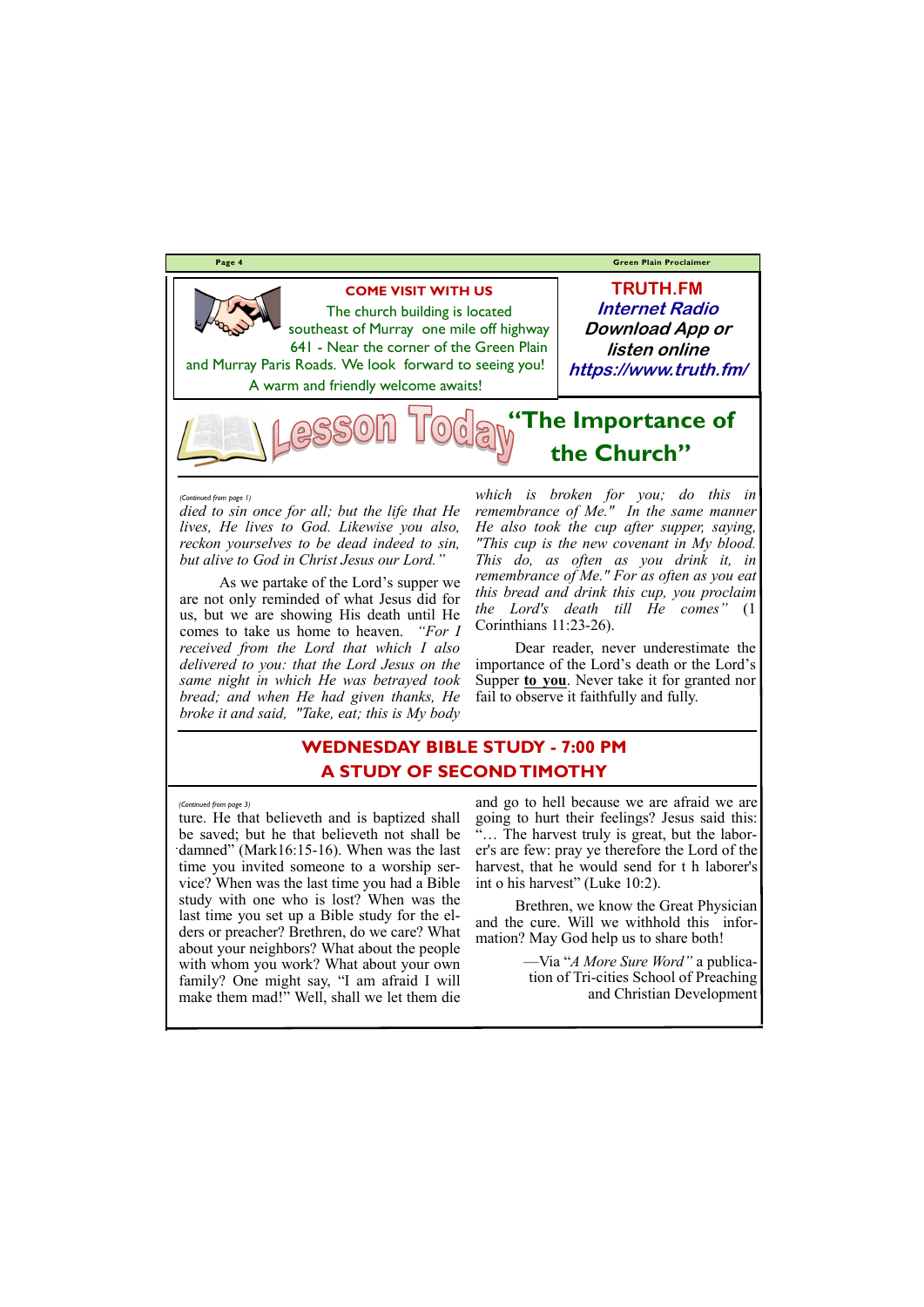**COME VISIT WITH US**

The church building is located southeast of Murray one mile off highway 641 - Near the corner of the Green Plain and Murray Paris Roads. We look forward to seeing you! A warm and friendly welcome awaits!

**TRUTH.FM**

*Internet Radio*

*Download App or listen online*

*https://www.truth.fm/*

## Lesson Today "The Importance of the Church"

*(Continued from page 1)*

*died to sin once for all; but the life that He lives, He lives to God. Likewise you also, reckon yourselves to be dead indeed to sin, but alive to God in Christ Jesus our Lord."*

As we partake of the Lord's supper we are not only reminded of what Jesus did for us, but we are showing His death until He comes to take us home to heaven. *"For I received from the Lord that which I also delivered to you: that the Lord Jesus on the same night in which He was betrayed took bread; and when He had given thanks, He broke it and said, "Take, eat; this is My body which is broken for you; do this in remembrance of Me." In the same manner He also took the cup after supper, saying, "This cup is the new covenant in My blood. This do, as often as you drink it, in remembrance of Me." For as often as you eat this bread and drink this cup, you proclaim the Lord's death till He comes"* (1 Corinthians 11:23-26).

Dear reader, never underestimate the importance of the Lord's death or the Lord's Supper **to you**. Never take it for granted nor fail to observe it faithfully and fully.

## WEDNESDAY BIBLE STUDY - 7:00 PM
## A STUDY OF SECOND TIMOTHY

*(Continued from page 3)*

ture. He that believeth and is baptized shall be saved; but he that believeth not shall be damned" (Mark16:15-16). When was the last time you invited someone to a worship service? When was the last time you had a Bible study with one who is lost? When was the last time you set up a Bible study for the elders or preacher? Brethren, do we care? What about your neighbors? What about the people with whom you work? What about your own family? One might say, "I am afraid I will make them mad!" Well, shall we let them die and go to hell because we are afraid we are going to hurt their feelings? Jesus said this: "… The harvest truly is great, but the laborer's are few: pray ye therefore the Lord of the harvest, that he would send for t h laborer's int o his harvest" (Luke 10:2).

Brethren, we know the Great Physician and the cure. Will we withhold this information? May God help us to share both!

—Via "*A More Sure Word"* a publication of Tri-cities School of Preaching and Christian Development